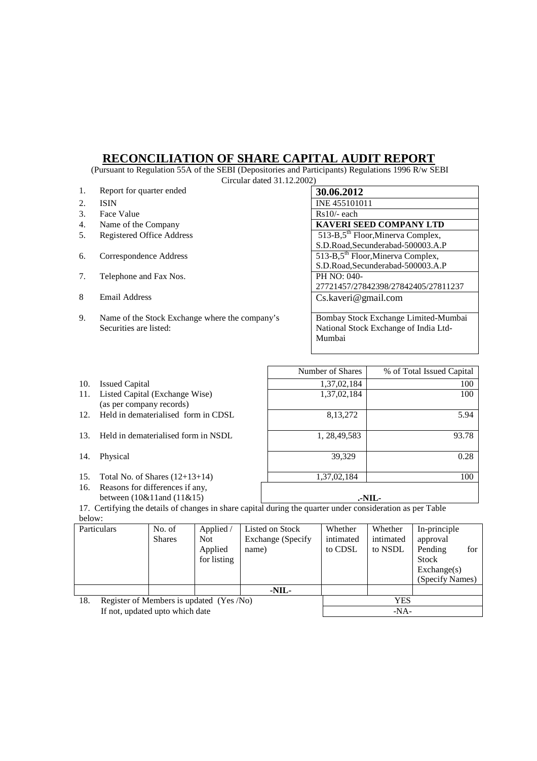# RECONCILIATION OF SHARE CAPITAL AUDIT REPORT

(Pursuant to Regulation 55A of the SEBI (Depositories and Participants) Regulations 1996 R/w SEBI Circular dated 31.12.2002)

| | | |
|---|---|---|
| 1. | Report for quarter ended | **30.06.2012** |
| 2. | ISIN | INE 455101011 |
| 3. | Face Value | Rs10/- each |
| 4. | Name of the Company | **KAVERI SEED COMPANY LTD** |
| 5. | Registered Office Address | 513-B,5th Floor,Minerva Complex, S.D.Road,Secunderabad-500003.A.P |
| 6. | Correspondence Address | 513-B,5th Floor,Minerva Complex, S.D.Road,Secunderabad-500003.A.P |
| 7. | Telephone and Fax Nos. | PH NO: 040-27721457/27842398/27842405/27811237 |
| 8 | Email Address | Cs.kaveri@gmail.com |
| 9. | Name of the Stock Exchange where the company's Securities are listed: | Bombay Stock Exchange Limited-Mumbai National Stock Exchange of India Ltd-Mumbai |

| | | Number of Shares | % of Total Issued Capital |
|---|---|---|---|
| 10. | Issued Capital | 1,37,02,184 | 100 |
| 11. | Listed Capital (Exchange Wise) (as per company records) | 1,37,02,184 | 100 |
| 12. | Held in dematerialised form in CDSL | 8,13,272 | 5.94 |
| 13. | Held in dematerialised form in NSDL | 1, 28,49,583 | 93.78 |
| 14. | Physical | 39,329 | 0.28 |
| 15. | Total No. of Shares (12+13+14) | 1,37,02,184 | 100 |
| 16. | Reasons for differences if any, between (10&11and (11&15) | .-NIL- | |

17. Certifying the details of changes in share capital during the quarter under consideration as per Table below:

| Particulars | No. of Shares | Applied / Not Applied for listing | Listed on Stock Exchange (Specify name) | Whether intimated to CDSL | Whether intimated to NSDL | In-principle approval Pending for Stock Exchange(s) (Specify Names) |
|---|---|---|---|---|---|---|
| | | | -NIL- | | | |

| | | |
|---|---|---|
| 18. | Register of Members is updated (Yes /No) | YES |
| | If not, updated upto which date | -NA- |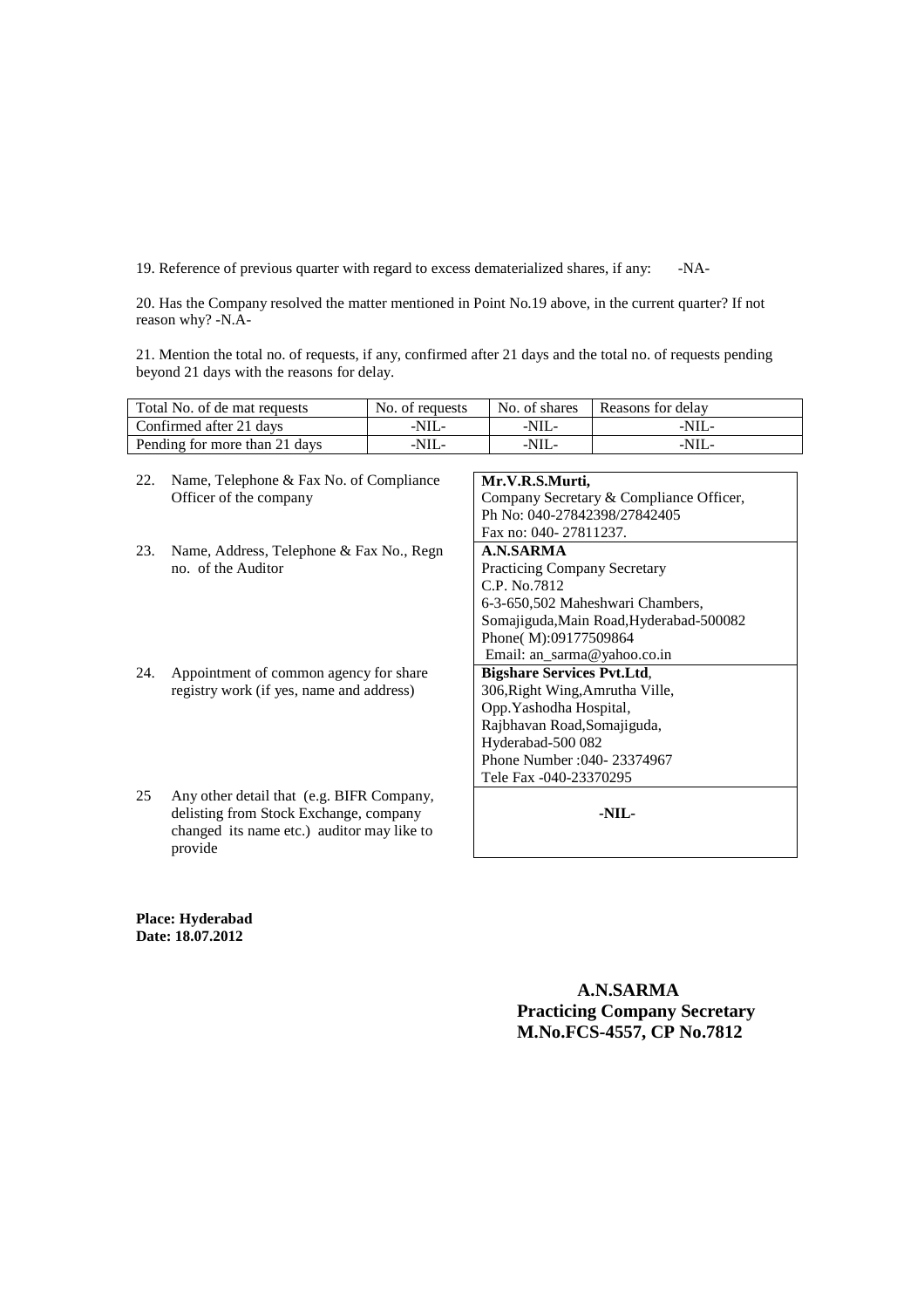19. Reference of previous quarter with regard to excess dematerialized shares, if any: -NA-

20. Has the Company resolved the matter mentioned in Point No.19 above, in the current quarter? If not reason why? -N.A-

21. Mention the total no. of requests, if any, confirmed after 21 days and the total no. of requests pending beyond 21 days with the reasons for delay.

| Total No. of de mat requests | No. of requests | No. of shares | Reasons for delay |
|---|---|---|---|
| Confirmed after 21 days | -NIL- | -NIL- | -NIL- |
| Pending for more than 21 days | -NIL- | -NIL- | -NIL- |

| | | |
|---|---|---|
| 22. | Name, Telephone & Fax No. of Compliance Officer of the company | **Mr.V.R.S.Murti,** Company Secretary & Compliance Officer, Ph No: 040-27842398/27842405 Fax no: 040- 27811237. |
| 23. | Name, Address, Telephone & Fax No., Regn no. of the Auditor | **A.N.SARMA** Practicing Company Secretary C.P. No.7812 6-3-650,502 Maheshwari Chambers, Somajiguda,Main Road,Hyderabad-500082 Phone( M):09177509864 Email: an_sarma@yahoo.co.in |
| 24. | Appointment of common agency for share registry work (if yes, name and address) | **Bigshare Services Pvt.Ltd**, 306,Right Wing,Amrutha Ville, Opp.Yashodha Hospital, Rajbhavan Road,Somajiguda, Hyderabad-500 082 Phone Number :040- 23374967 Tele Fax -040-23370295 |
| 25 | Any other detail that (e.g. BIFR Company, delisting from Stock Exchange, company changed its name etc.) auditor may like to provide | **-NIL-** |

**Place: Hyderabad**
**Date: 18.07.2012**

**A.N.SARMA**
**Practicing Company Secretary**
**M.No.FCS-4557, CP No.7812**